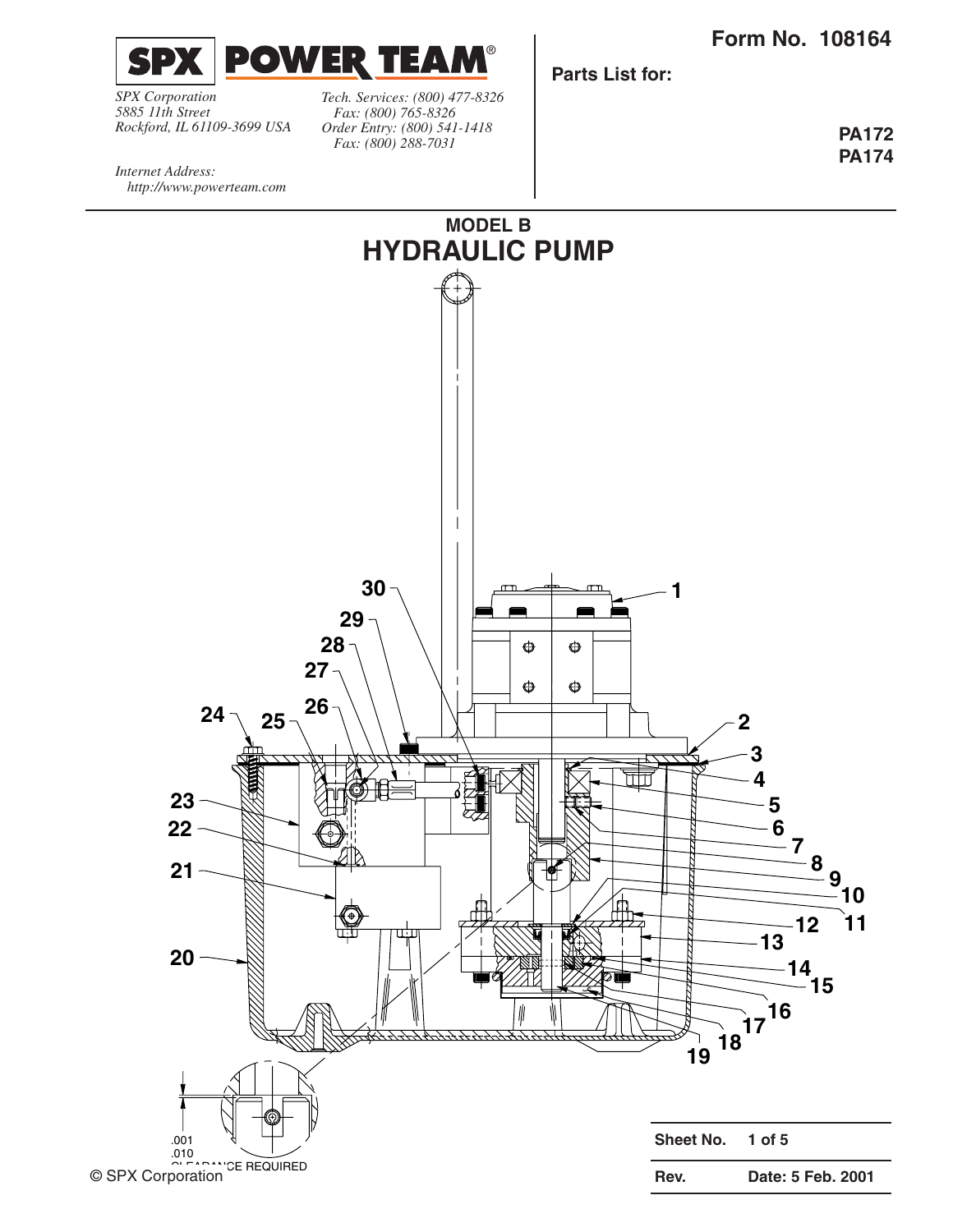**SPX POWER TEAM®**

*SPX Corporation*
*5885 11th Street*
*Rockford, IL 61109-3699 USA*

*Tech. Services: (800) 477-8326*
*Fax: (800) 765-8326*
*Order Entry: (800) 541-1418*
*Fax: (800) 288-7031*

*Internet Address:*
*http://www.powerteam.com*

**Form No. 108164**

**Parts List for:**

**PA172**
**PA174**

## MODEL B
# HYDRAULIC PUMP

.001
.010
CLEARANCE REQUIRED

© SPX Corporation

| Sheet No. | 1 of 5 |
|---|---|
| Rev. | Date: 5 Feb. 2001 |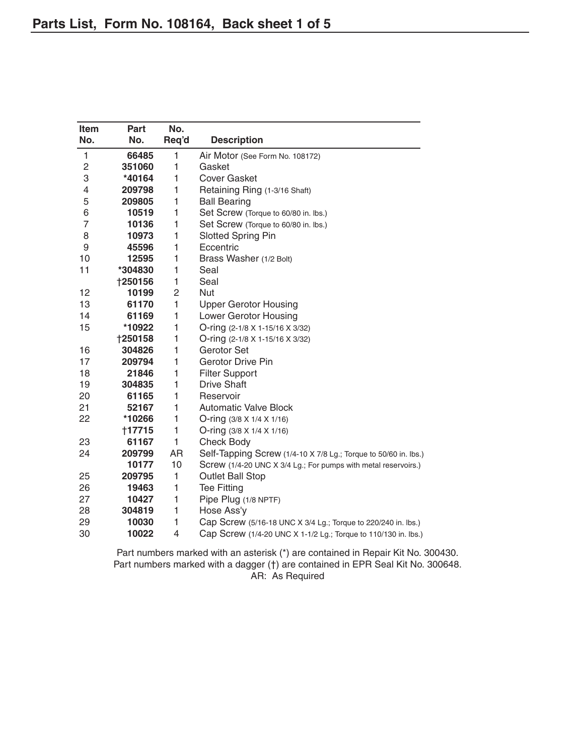## Parts List, Form No. 108164, Back sheet 1 of 5

| Item No. | Part No. | No. Req'd | Description |
|---|---|---|---|
| 1 | **66485** | 1 | Air Motor (See Form No. 108172) |
| 2 | **351060** | 1 | Gasket |
| 3 | ***40164** | 1 | Cover Gasket |
| 4 | **209798** | 1 | Retaining Ring (1-3/16 Shaft) |
| 5 | **209805** | 1 | Ball Bearing |
| 6 | **10519** | 1 | Set Screw (Torque to 60/80 in. lbs.) |
| 7 | **10136** | 1 | Set Screw (Torque to 60/80 in. lbs.) |
| 8 | **10973** | 1 | Slotted Spring Pin |
| 9 | **45596** | 1 | Eccentric |
| 10 | **12595** | 1 | Brass Washer (1/2 Bolt) |
| 11 | ***304830** | 1 | Seal |
| | **†250156** | 1 | Seal |
| 12 | **10199** | 2 | Nut |
| 13 | **61170** | 1 | Upper Gerotor Housing |
| 14 | **61169** | 1 | Lower Gerotor Housing |
| 15 | ***10922** | 1 | O-ring (2-1/8 X 1-15/16 X 3/32) |
| | **†250158** | 1 | O-ring (2-1/8 X 1-15/16 X 3/32) |
| 16 | **304826** | 1 | Gerotor Set |
| 17 | **209794** | 1 | Gerotor Drive Pin |
| 18 | **21846** | 1 | Filter Support |
| 19 | **304835** | 1 | Drive Shaft |
| 20 | **61165** | 1 | Reservoir |
| 21 | **52167** | 1 | Automatic Valve Block |
| 22 | ***10266** | 1 | O-ring (3/8 X 1/4 X 1/16) |
| | **†17715** | 1 | O-ring (3/8 X 1/4 X 1/16) |
| 23 | **61167** | 1 | Check Body |
| 24 | **209799** | AR | Self-Tapping Screw (1/4-10 X 7/8 Lg.; Torque to 50/60 in. lbs.) |
| | **10177** | 10 | Screw (1/4-20 UNC X 3/4 Lg.; For pumps with metal reservoirs.) |
| 25 | **209795** | 1 | Outlet Ball Stop |
| 26 | **19463** | 1 | Tee Fitting |
| 27 | **10427** | 1 | Pipe Plug (1/8 NPTF) |
| 28 | **304819** | 1 | Hose Ass'y |
| 29 | **10030** | 1 | Cap Screw (5/16-18 UNC X 3/4 Lg.; Torque to 220/240 in. lbs.) |
| 30 | **10022** | 4 | Cap Screw (1/4-20 UNC X 1-1/2 Lg.; Torque to 110/130 in. lbs.) |

Part numbers marked with an asterisk (*) are contained in Repair Kit No. 300430.
Part numbers marked with a dagger (†) are contained in EPR Seal Kit No. 300648.
AR: As Required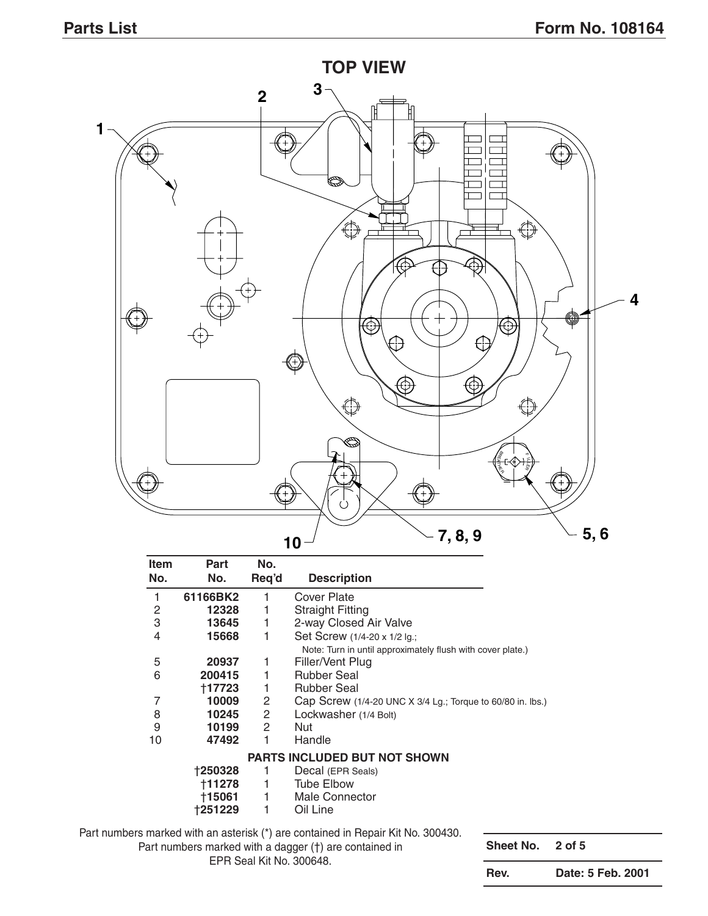## TOP VIEW

| Item No. | Part No. | No. Req'd | Description |
|---|---|---|---|
| 1 | **61166BK2** | 1 | Cover Plate |
| 2 | **12328** | 1 | Straight Fitting |
| 3 | **13645** | 1 | 2-way Closed Air Valve |
| 4 | **15668** | 1 | Set Screw (1/4-20 x 1/2 lg.; Note: Turn in until approximately flush with cover plate.) |
| 5 | **20937** | 1 | Filler/Vent Plug |
| 6 | **200415** | 1 | Rubber Seal |
| | **†17723** | 1 | Rubber Seal |
| 7 | **10009** | 2 | Cap Screw (1/4-20 UNC X 3/4 Lg.; Torque to 60/80 in. lbs.) |
| 8 | **10245** | 2 | Lockwasher (1/4 Bolt) |
| 9 | **10199** | 2 | Nut |
| 10 | **47492** | 1 | Handle |
| | | | **PARTS INCLUDED BUT NOT SHOWN** |
| | **†250328** | 1 | Decal (EPR Seals) |
| | **†11278** | 1 | Tube Elbow |
| | **†15061** | 1 | Male Connector |
| | **†251229** | 1 | Oil Line |

Part numbers marked with an asterisk (*) are contained in Repair Kit No. 300430.
Part numbers marked with a dagger (†) are contained in EPR Seal Kit No. 300648.

| Sheet No. | 2 of 5 |
|---|---|
| Rev. | Date: 5 Feb. 2001 |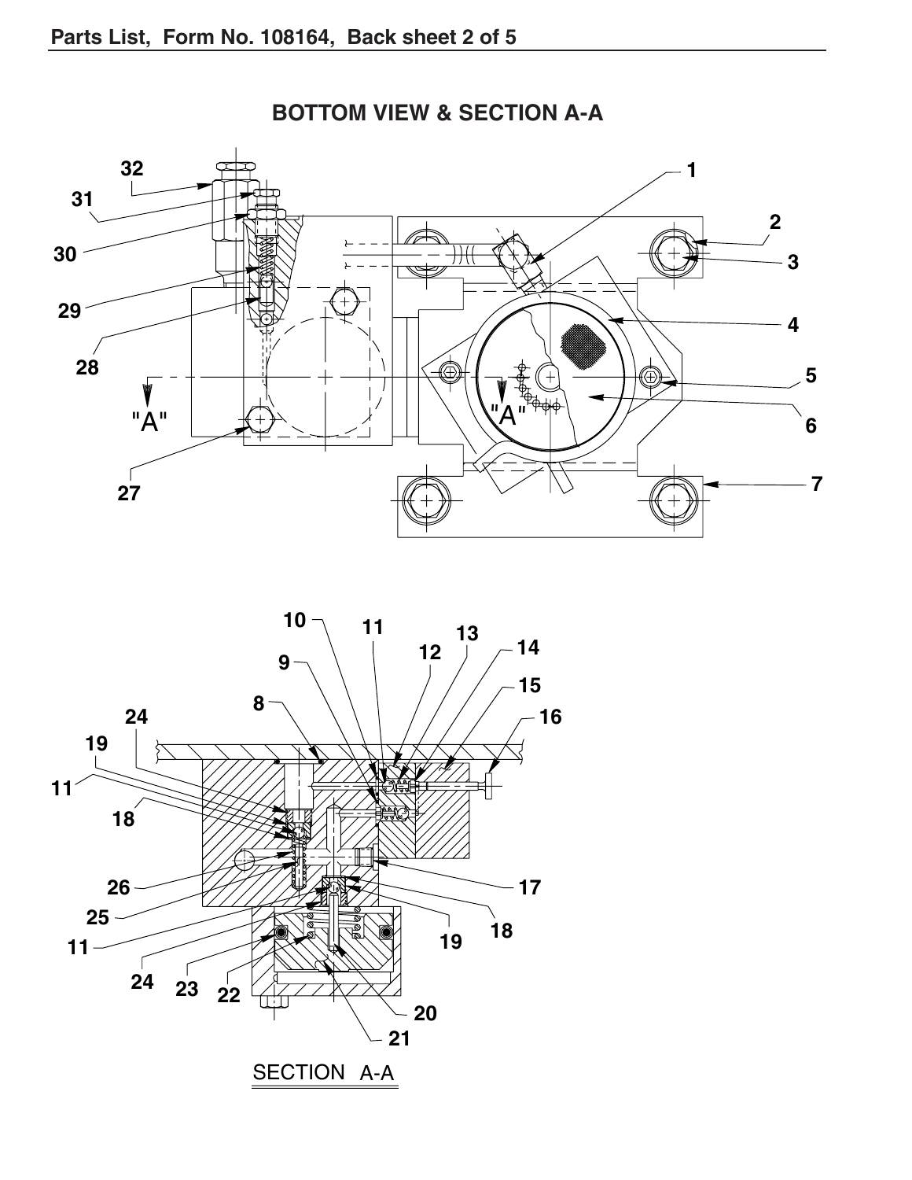## BOTTOM VIEW & SECTION A-A

SECTION A-A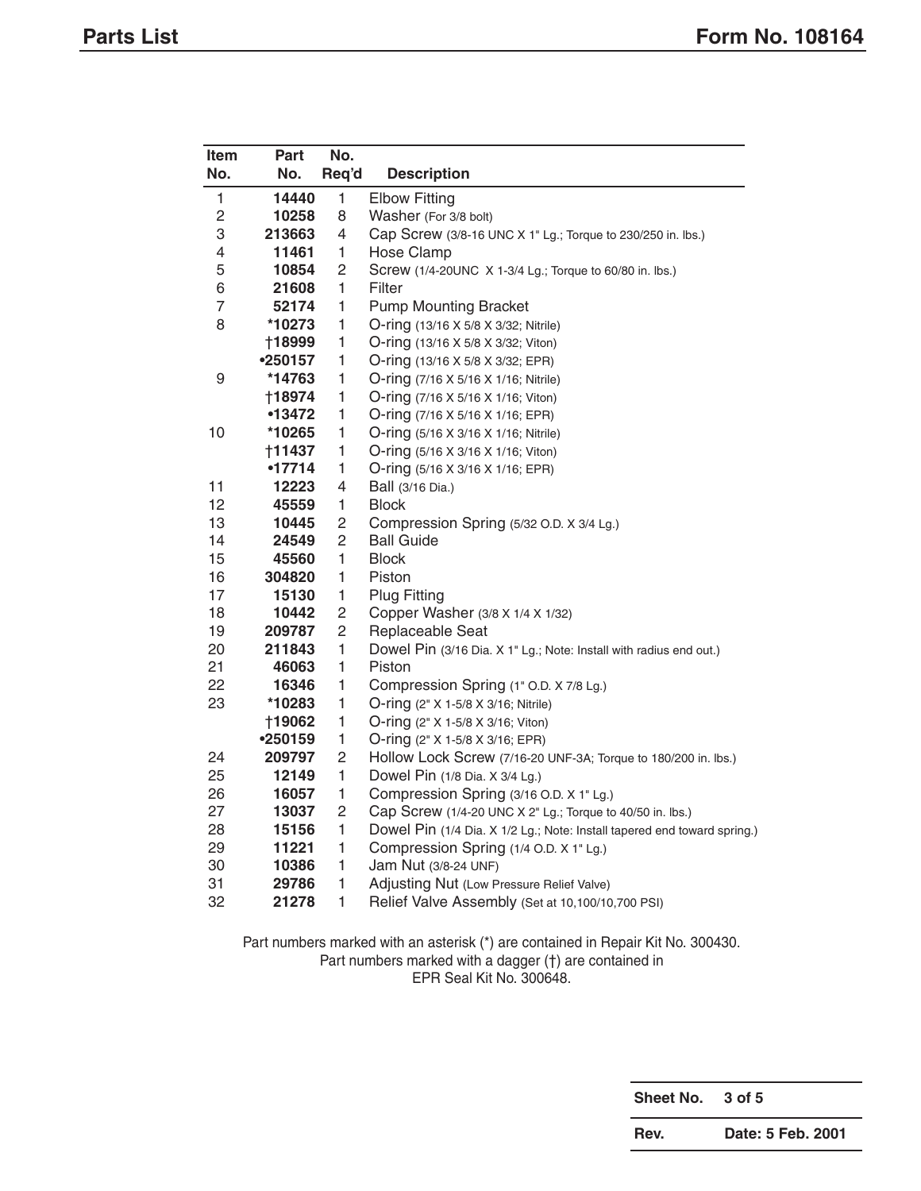# Parts List

| Item No. | Part No. | No. Req'd | Description |
|---|---|---|---|
| 1 | **14440** | 1 | Elbow Fitting |
| 2 | **10258** | 8 | Washer (For 3/8 bolt) |
| 3 | **213663** | 4 | Cap Screw (3/8-16 UNC X 1" Lg.; Torque to 230/250 in. lbs.) |
| 4 | **11461** | 1 | Hose Clamp |
| 5 | **10854** | 2 | Screw (1/4-20UNC X 1-3/4 Lg.; Torque to 60/80 in. lbs.) |
| 6 | **21608** | 1 | Filter |
| 7 | **52174** | 1 | Pump Mounting Bracket |
| 8 | ***10273** | 1 | O-ring (13/16 X 5/8 X 3/32; Nitrile) |
| | **†18999** | 1 | O-ring (13/16 X 5/8 X 3/32; Viton) |
| | **•250157** | 1 | O-ring (13/16 X 5/8 X 3/32; EPR) |
| 9 | ***14763** | 1 | O-ring (7/16 X 5/16 X 1/16; Nitrile) |
| | **†18974** | 1 | O-ring (7/16 X 5/16 X 1/16; Viton) |
| | **•13472** | 1 | O-ring (7/16 X 5/16 X 1/16; EPR) |
| 10 | ***10265** | 1 | O-ring (5/16 X 3/16 X 1/16; Nitrile) |
| | **†11437** | 1 | O-ring (5/16 X 3/16 X 1/16; Viton) |
| | **•17714** | 1 | O-ring (5/16 X 3/16 X 1/16; EPR) |
| 11 | **12223** | 4 | Ball (3/16 Dia.) |
| 12 | **45559** | 1 | Block |
| 13 | **10445** | 2 | Compression Spring (5/32 O.D. X 3/4 Lg.) |
| 14 | **24549** | 2 | Ball Guide |
| 15 | **45560** | 1 | Block |
| 16 | **304820** | 1 | Piston |
| 17 | **15130** | 1 | Plug Fitting |
| 18 | **10442** | 2 | Copper Washer (3/8 X 1/4 X 1/32) |
| 19 | **209787** | 2 | Replaceable Seat |
| 20 | **211843** | 1 | Dowel Pin (3/16 Dia. X 1" Lg.; Note: Install with radius end out.) |
| 21 | **46063** | 1 | Piston |
| 22 | **16346** | 1 | Compression Spring (1" O.D. X 7/8 Lg.) |
| 23 | ***10283** | 1 | O-ring (2" X 1-5/8 X 3/16; Nitrile) |
| | **†19062** | 1 | O-ring (2" X 1-5/8 X 3/16; Viton) |
| | **•250159** | 1 | O-ring (2" X 1-5/8 X 3/16; EPR) |
| 24 | **209797** | 2 | Hollow Lock Screw (7/16-20 UNF-3A; Torque to 180/200 in. lbs.) |
| 25 | **12149** | 1 | Dowel Pin (1/8 Dia. X 3/4 Lg.) |
| 26 | **16057** | 1 | Compression Spring (3/16 O.D. X 1" Lg.) |
| 27 | **13037** | 2 | Cap Screw (1/4-20 UNC X 2" Lg.; Torque to 40/50 in. lbs.) |
| 28 | **15156** | 1 | Dowel Pin (1/4 Dia. X 1/2 Lg.; Note: Install tapered end toward spring.) |
| 29 | **11221** | 1 | Compression Spring (1/4 O.D. X 1" Lg.) |
| 30 | **10386** | 1 | Jam Nut (3/8-24 UNF) |
| 31 | **29786** | 1 | Adjusting Nut (Low Pressure Relief Valve) |
| 32 | **21278** | 1 | Relief Valve Assembly (Set at 10,100/10,700 PSI) |

Part numbers marked with an asterisk (*) are contained in Repair Kit No. 300430.
Part numbers marked with a dagger (†) are contained in
EPR Seal Kit No. 300648.

| | |
|---|---|
| **Sheet No.** | **3 of 5** |
| **Rev.** | **Date: 5 Feb. 2001** |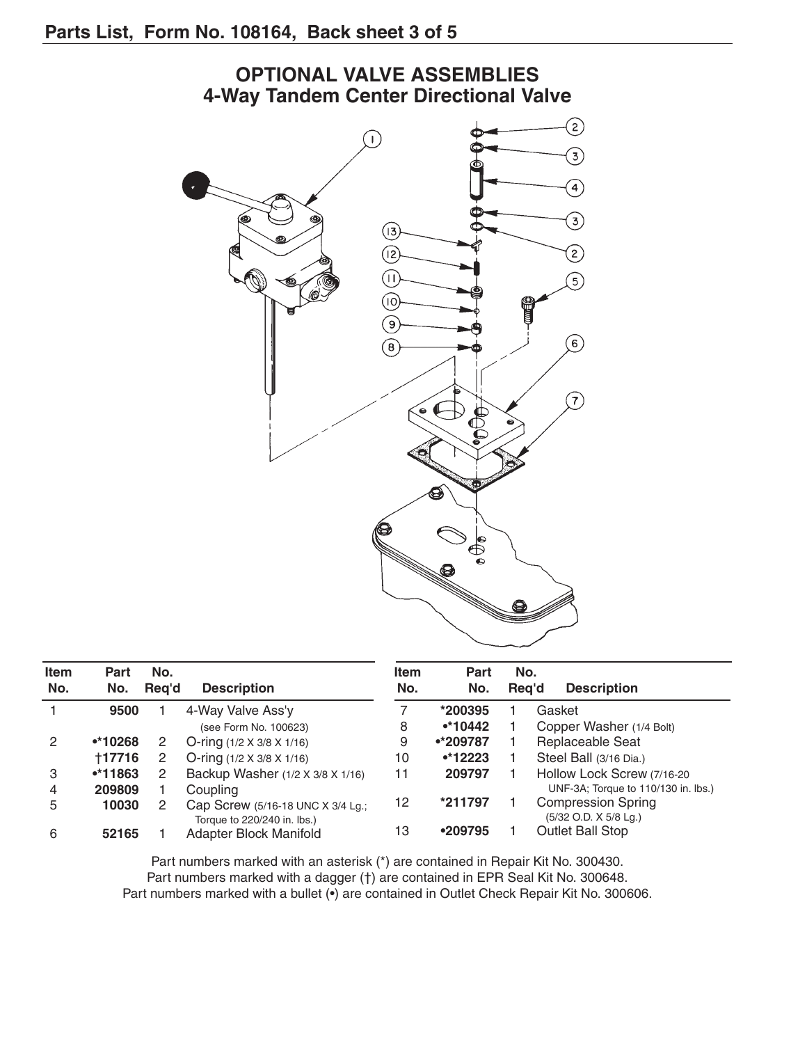## Parts List, Form No. 108164, Back sheet 3 of 5

# OPTIONAL VALVE ASSEMBLIES
## 4-Way Tandem Center Directional Valve

| Item No. | Part No. | No. Req'd | Description |
|---|---|---|---|
| 1 | 9500 | 1 | 4-Way Valve Ass'y (see Form No. 100623) |
| 2 | •*10268 | 2 | O-ring (1/2 X 3/8 X 1/16) |
| | †17716 | 2 | O-ring (1/2 X 3/8 X 1/16) |
| 3 | •*11863 | 2 | Backup Washer (1/2 X 3/8 X 1/16) |
| 4 | 209809 | 1 | Coupling |
| 5 | 10030 | 2 | Cap Screw (5/16-18 UNC X 3/4 Lg.; Torque to 220/240 in. lbs.) |
| 6 | 52165 | 1 | Adapter Block Manifold |
| 7 | *200395 | 1 | Gasket |
| 8 | •*10442 | 1 | Copper Washer (1/4 Bolt) |
| 9 | •*209787 | 1 | Replaceable Seat |
| 10 | •*12223 | 1 | Steel Ball (3/16 Dia.) |
| 11 | 209797 | 1 | Hollow Lock Screw (7/16-20 UNF-3A; Torque to 110/130 in. lbs.) |
| 12 | *211797 | 1 | Compression Spring (5/32 O.D. X 5/8 Lg.) |
| 13 | •209795 | 1 | Outlet Ball Stop |

Part numbers marked with an asterisk (*) are contained in Repair Kit No. 300430.
Part numbers marked with a dagger (†) are contained in EPR Seal Kit No. 300648.
Part numbers marked with a bullet (•) are contained in Outlet Check Repair Kit No. 300606.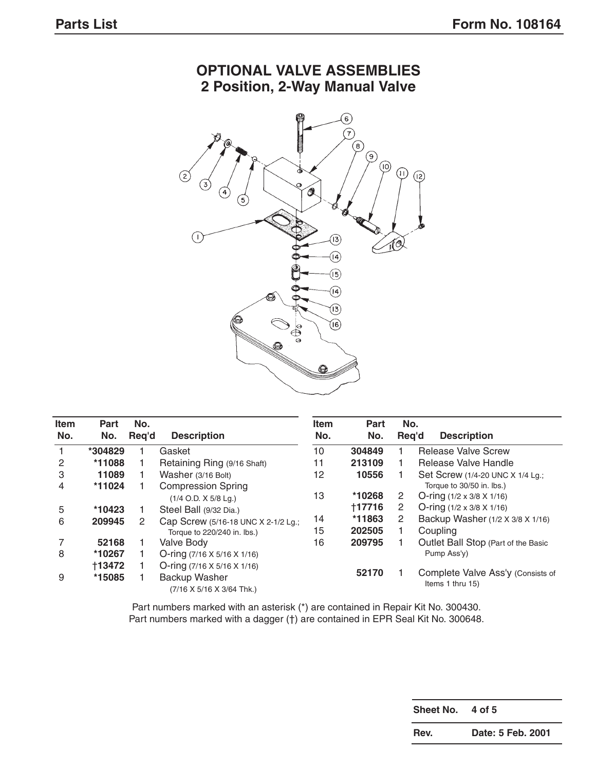## OPTIONAL VALVE ASSEMBLIES
## 2 Position, 2-Way Manual Valve

| Item No. | Part No. | No. Req'd | Description |
|---|---|---|---|
| 1 | *304829 | 1 | Gasket |
| 2 | *11088 | 1 | Retaining Ring (9/16 Shaft) |
| 3 | 11089 | 1 | Washer (3/16 Bolt) |
| 4 | *11024 | 1 | Compression Spring (1/4 O.D. X 5/8 Lg.) |
| 5 | *10423 | 1 | Steel Ball (9/32 Dia.) |
| 6 | 209945 | 2 | Cap Screw (5/16-18 UNC X 2-1/2 Lg.; Torque to 220/240 in. lbs.) |
| 7 | 52168 | 1 | Valve Body |
| 8 | *10267 | 1 | O-ring (7/16 X 5/16 X 1/16) |
| | †13472 | 1 | O-ring (7/16 X 5/16 X 1/16) |
| 9 | *15085 | 1 | Backup Washer (7/16 X 5/16 X 3/64 Thk.) |
| 10 | 304849 | 1 | Release Valve Screw |
| 11 | 213109 | 1 | Release Valve Handle |
| 12 | 10556 | 1 | Set Screw (1/4-20 UNC X 1/4 Lg.; Torque to 30/50 in. lbs.) |
| 13 | *10268 | 2 | O-ring (1/2 x 3/8 X 1/16) |
| | †17716 | 2 | O-ring (1/2 x 3/8 X 1/16) |
| 14 | *11863 | 2 | Backup Washer (1/2 X 3/8 X 1/16) |
| 15 | 202505 | 1 | Coupling |
| 16 | 209795 | 1 | Outlet Ball Stop (Part of the Basic Pump Ass'y) |
| | 52170 | 1 | Complete Valve Ass'y (Consists of Items 1 thru 15) |

Part numbers marked with an asterisk (*) are contained in Repair Kit No. 300430.
Part numbers marked with a dagger (†) are contained in EPR Seal Kit No. 300648.

| Sheet No. | 4 of 5 |
|---|---|
| Rev. | Date: 5 Feb. 2001 |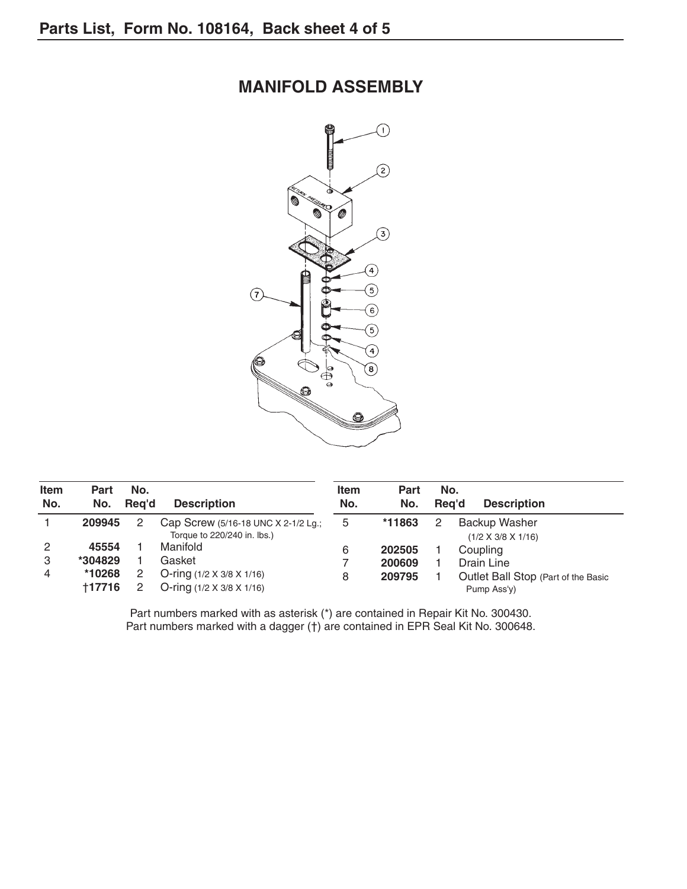## MANIFOLD ASSEMBLY

| Item No. | Part No. | No. Req'd | Description |
|---|---|---|---|
| 1 | **209945** | 2 | Cap Screw (5/16-18 UNC X 2-1/2 Lg.; Torque to 220/240 in. lbs.) |
| 2 | **45554** | 1 | Manifold |
| 3 | ***304829** | 1 | Gasket |
| 4 | ***10268** | 2 | O-ring (1/2 X 3/8 X 1/16) |
|  | **†17716** | 2 | O-ring (1/2 X 3/8 X 1/16) |
| 5 | ***11863** | 2 | Backup Washer (1/2 X 3/8 X 1/16) |
| 6 | **202505** | 1 | Coupling |
| 7 | **200609** | 1 | Drain Line |
| 8 | **209795** | 1 | Outlet Ball Stop (Part of the Basic Pump Ass'y) |

Part numbers marked with as asterisk (*) are contained in Repair Kit No. 300430.
Part numbers marked with a dagger (†) are contained in EPR Seal Kit No. 300648.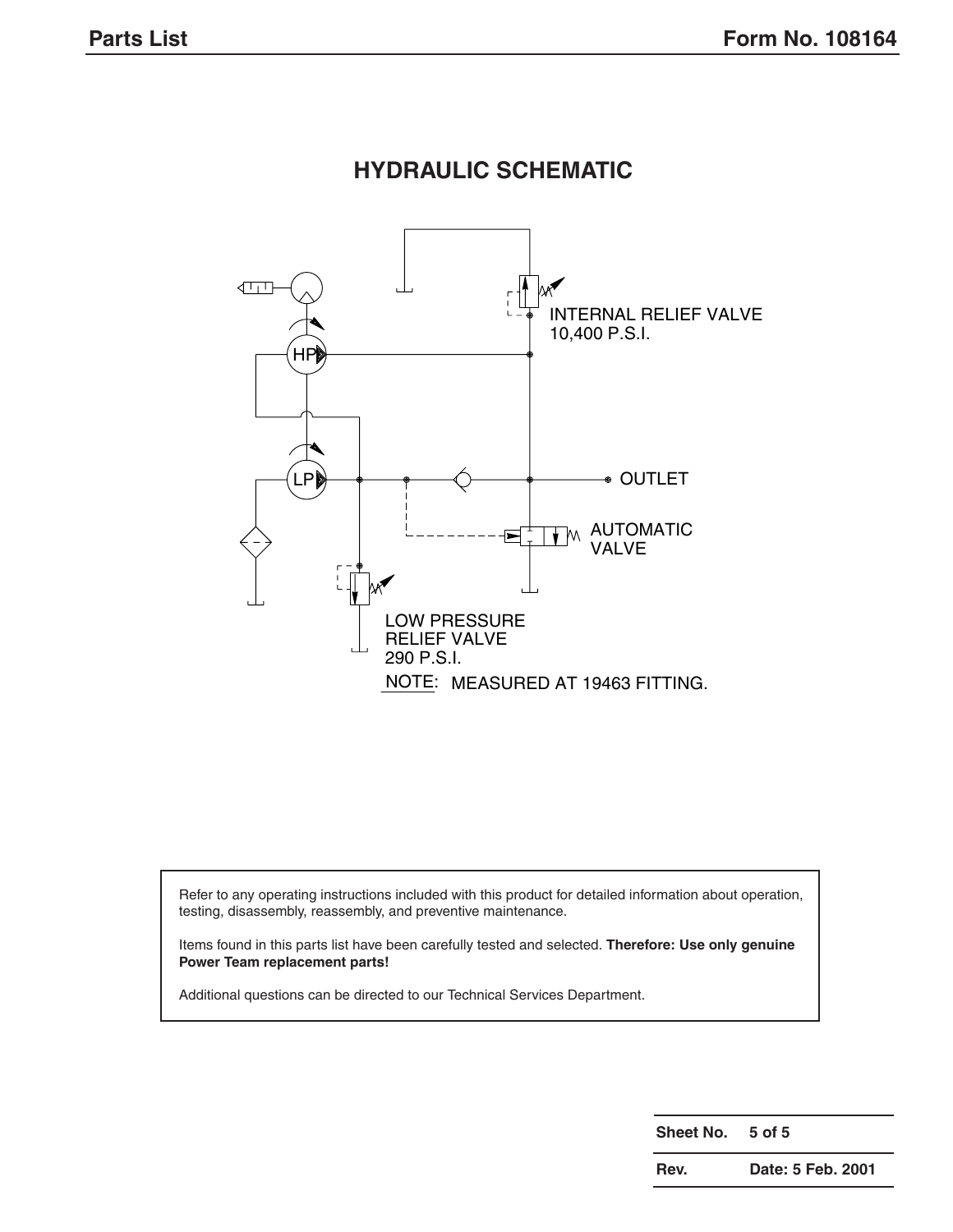## HYDRAULIC SCHEMATIC

INTERNAL RELIEF VALVE
10,400 P.S.I.

HP

LP

OUTLET

AUTOMATIC
VALVE

LOW PRESSURE
RELIEF VALVE
290 P.S.I.

NOTE: MEASURED AT 19463 FITTING.

Refer to any operating instructions included with this product for detailed information about operation, testing, disassembly, reassembly, and preventive maintenance.

Items found in this parts list have been carefully tested and selected. **Therefore: Use only genuine Power Team replacement parts!**

Additional questions can be directed to our Technical Services Department.

| | |
|---|---|
| **Sheet No.** | **5 of 5** |
| **Rev.** | **Date: 5 Feb. 2001** |